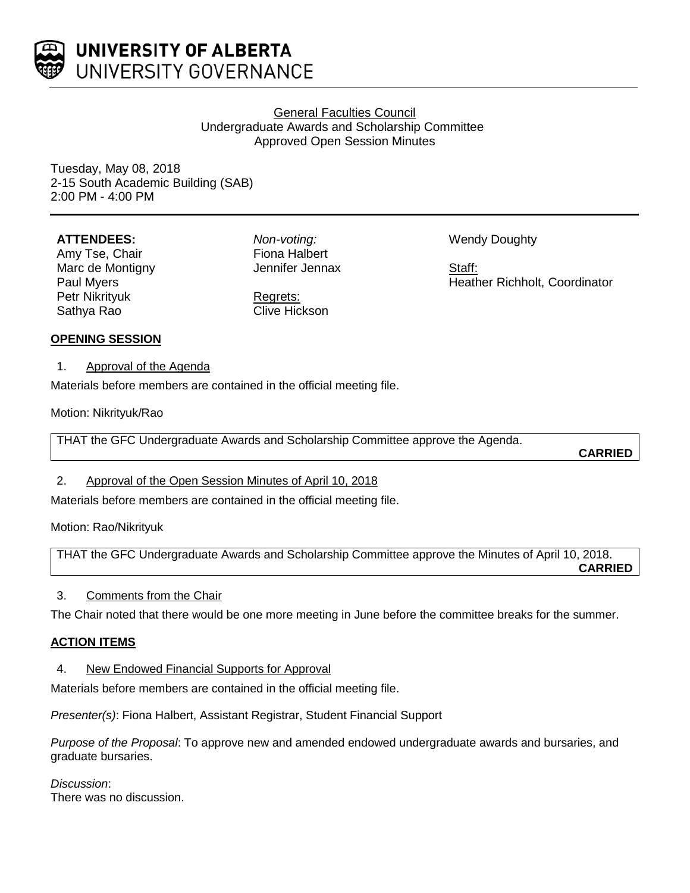UNIVERSITY OF ALBERTA
UNIVERSITY GOVERNANCE

General Faculties Council
Undergraduate Awards and Scholarship Committee
Approved Open Session Minutes

Tuesday, May 08, 2018
2-15 South Academic Building (SAB)
2:00 PM - 4:00 PM

**ATTENDEES:**
Amy Tse, Chair
Marc de Montigny
Paul Myers
Petr Nikrityuk
Sathya Rao
Wendy Doughty

*Non-voting:*
Fiona Halbert
Jennifer Jennax

Regrets:
Clive Hickson

Staff:
Heather Richholt, Coordinator

## OPENING SESSION

1. Approval of the Agenda

Materials before members are contained in the official meeting file.

Motion: Nikrityuk/Rao

THAT the GFC Undergraduate Awards and Scholarship Committee approve the Agenda.
**CARRIED**

2. Approval of the Open Session Minutes of April 10, 2018

Materials before members are contained in the official meeting file.

Motion: Rao/Nikrityuk

THAT the GFC Undergraduate Awards and Scholarship Committee approve the Minutes of April 10, 2018.
**CARRIED**

3. Comments from the Chair

The Chair noted that there would be one more meeting in June before the committee breaks for the summer.

## ACTION ITEMS

4. New Endowed Financial Supports for Approval

Materials before members are contained in the official meeting file.

*Presenter(s)*: Fiona Halbert, Assistant Registrar, Student Financial Support

*Purpose of the Proposal*: To approve new and amended endowed undergraduate awards and bursaries, and graduate bursaries.

*Discussion*:
There was no discussion.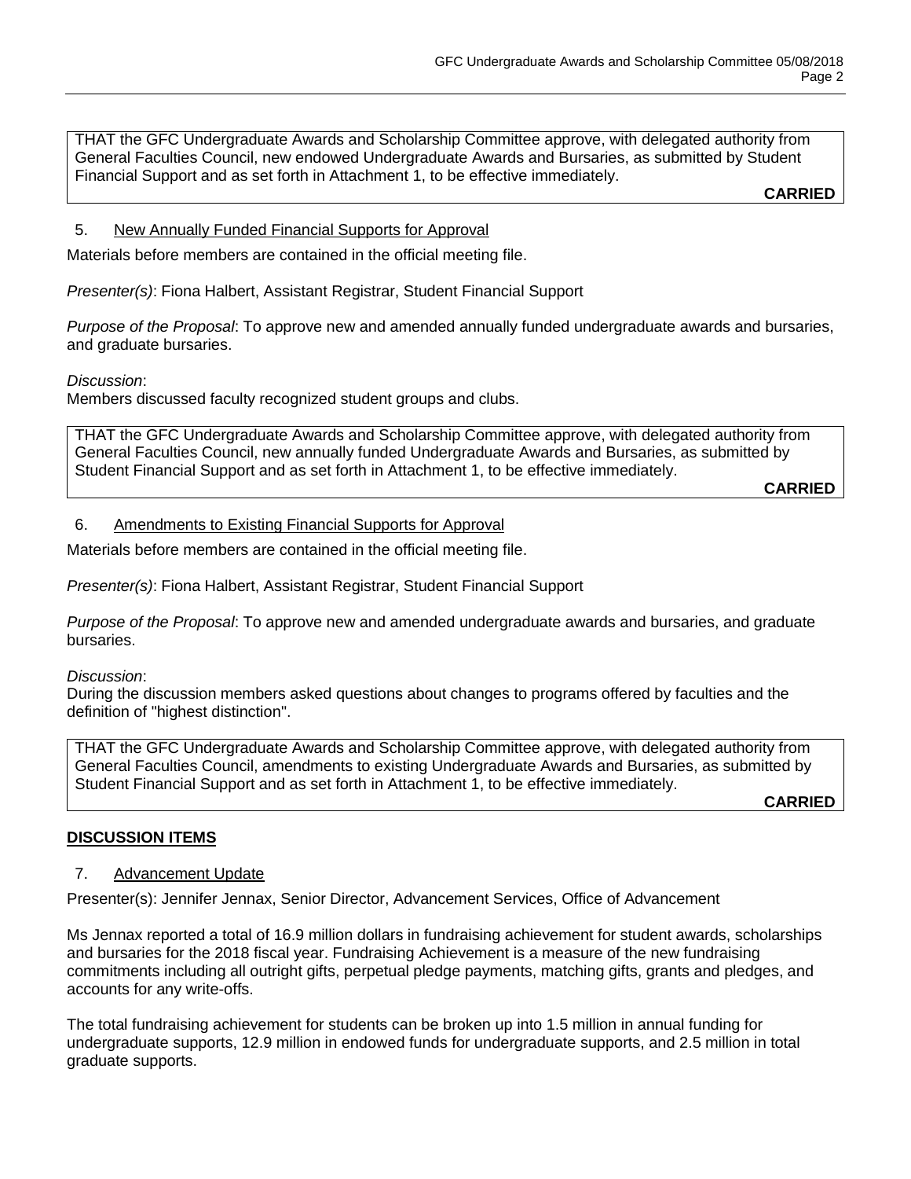THAT the GFC Undergraduate Awards and Scholarship Committee approve, with delegated authority from General Faculties Council, new endowed Undergraduate Awards and Bursaries, as submitted by Student Financial Support and as set forth in Attachment 1, to be effective immediately.

**CARRIED**

5. New Annually Funded Financial Supports for Approval

Materials before members are contained in the official meeting file.

*Presenter(s)*: Fiona Halbert, Assistant Registrar, Student Financial Support

*Purpose of the Proposal*: To approve new and amended annually funded undergraduate awards and bursaries, and graduate bursaries.

*Discussion*:
Members discussed faculty recognized student groups and clubs.

THAT the GFC Undergraduate Awards and Scholarship Committee approve, with delegated authority from General Faculties Council, new annually funded Undergraduate Awards and Bursaries, as submitted by Student Financial Support and as set forth in Attachment 1, to be effective immediately.

**CARRIED**

6. Amendments to Existing Financial Supports for Approval

Materials before members are contained in the official meeting file.

*Presenter(s)*: Fiona Halbert, Assistant Registrar, Student Financial Support

*Purpose of the Proposal*: To approve new and amended undergraduate awards and bursaries, and graduate bursaries.

*Discussion*:
During the discussion members asked questions about changes to programs offered by faculties and the definition of "highest distinction".

THAT the GFC Undergraduate Awards and Scholarship Committee approve, with delegated authority from General Faculties Council, amendments to existing Undergraduate Awards and Bursaries, as submitted by Student Financial Support and as set forth in Attachment 1, to be effective immediately.

**CARRIED**

## DISCUSSION ITEMS

7. Advancement Update

Presenter(s): Jennifer Jennax, Senior Director, Advancement Services, Office of Advancement

Ms Jennax reported a total of 16.9 million dollars in fundraising achievement for student awards, scholarships and bursaries for the 2018 fiscal year. Fundraising Achievement is a measure of the new fundraising commitments including all outright gifts, perpetual pledge payments, matching gifts, grants and pledges, and accounts for any write-offs.

The total fundraising achievement for students can be broken up into 1.5 million in annual funding for undergraduate supports, 12.9 million in endowed funds for undergraduate supports, and 2.5 million in total graduate supports.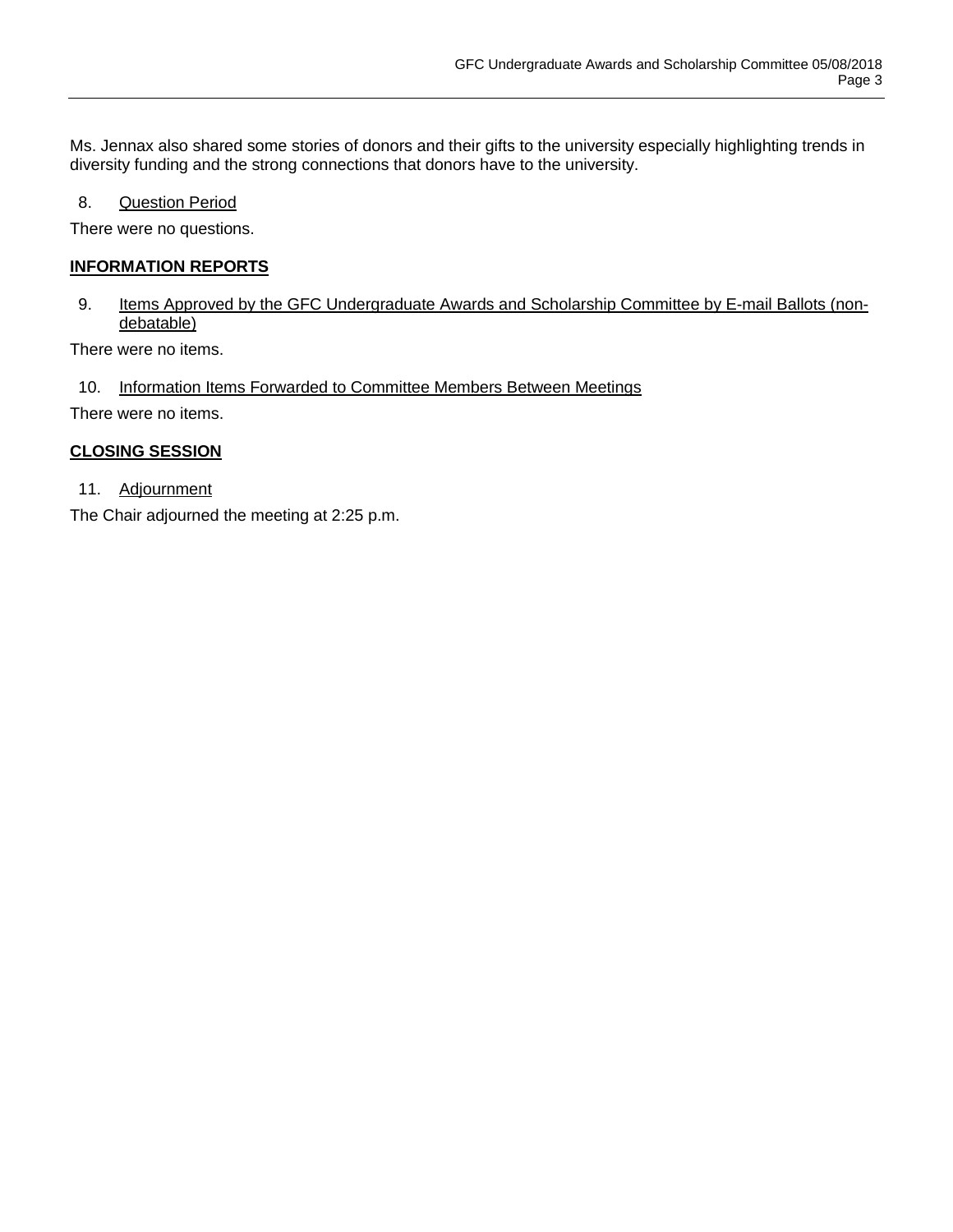Ms. Jennax also shared some stories of donors and their gifts to the university especially highlighting trends in diversity funding and the strong connections that donors have to the university.

8. Question Period

There were no questions.

**INFORMATION REPORTS**

9. Items Approved by the GFC Undergraduate Awards and Scholarship Committee by E-mail Ballots (non-debatable)

There were no items.

10. Information Items Forwarded to Committee Members Between Meetings

There were no items.

**CLOSING SESSION**

11. Adjournment

The Chair adjourned the meeting at 2:25 p.m.